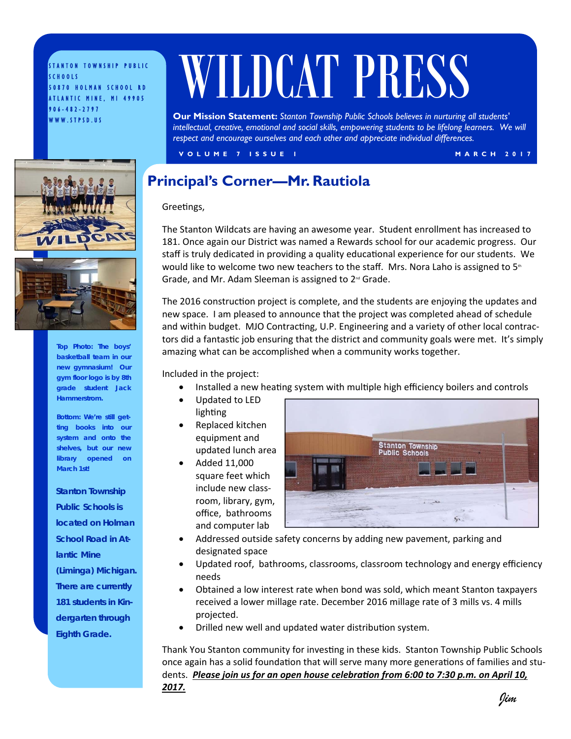STANTON TOWNSHIP PUBLIC SCHOOLS
50870 HOLMAN SCHOOL RD
ATLANTIC MINE, MI 49905
906-482-2797
WWW.STPSD.US

# WILDCAT PRESS

**Our Mission Statement:** *Stanton Township Public Schools believes in nurturing all students' intellectual, creative, emotional and social skills, empowering students to be lifelong learners. We will respect and encourage ourselves and each other and appreciate individual differences.*

VOLUME 7 ISSUE 1 — MARCH 2017

**Top Photo: The boys' basketball team in our new gymnasium! Our gym floor logo is by 8th grade student Jack Hammerstrom.**

**Bottom: We're still getting books into our system and onto the shelves, but our new library opened on March 1st!**

**Stanton Township Public Schools is located on Holman School Road in Atlantic Mine (Liminga) Michigan. There are currently 181 students in Kindergarten through Eighth Grade.**

## Principal's Corner—Mr. Rautiola

Greetings,

The Stanton Wildcats are having an awesome year. Student enrollment has increased to 181. Once again our District was named a Rewards school for our academic progress. Our staff is truly dedicated in providing a quality educational experience for our students. We would like to welcome two new teachers to the staff. Mrs. Nora Laho is assigned to 5th Grade, and Mr. Adam Sleeman is assigned to 2nd Grade.

The 2016 construction project is complete, and the students are enjoying the updates and new space. I am pleased to announce that the project was completed ahead of schedule and within budget. MJO Contracting, U.P. Engineering and a variety of other local contractors did a fantastic job ensuring that the district and community goals were met. It's simply amazing what can be accomplished when a community works together.

Included in the project:

- Installed a new heating system with multiple high efficiency boilers and controls
- Updated to LED lighting
- Replaced kitchen equipment and updated lunch area
- Added 11,000 square feet which include new classroom, library, gym, office, bathrooms and computer lab
- Addressed outside safety concerns by adding new pavement, parking and designated space
- Updated roof, bathrooms, classrooms, classroom technology and energy efficiency needs
- Obtained a low interest rate when bond was sold, which meant Stanton taxpayers received a lower millage rate. December 2016 millage rate of 3 mills vs. 4 mills projected.
- Drilled new well and updated water distribution system.

Thank You Stanton community for investing in these kids. Stanton Township Public Schools once again has a solid foundation that will serve many more generations of families and students. ***Please join us for an open house celebration from 6:00 to 7:30 p.m. on April 10, 2017.***

*Jim*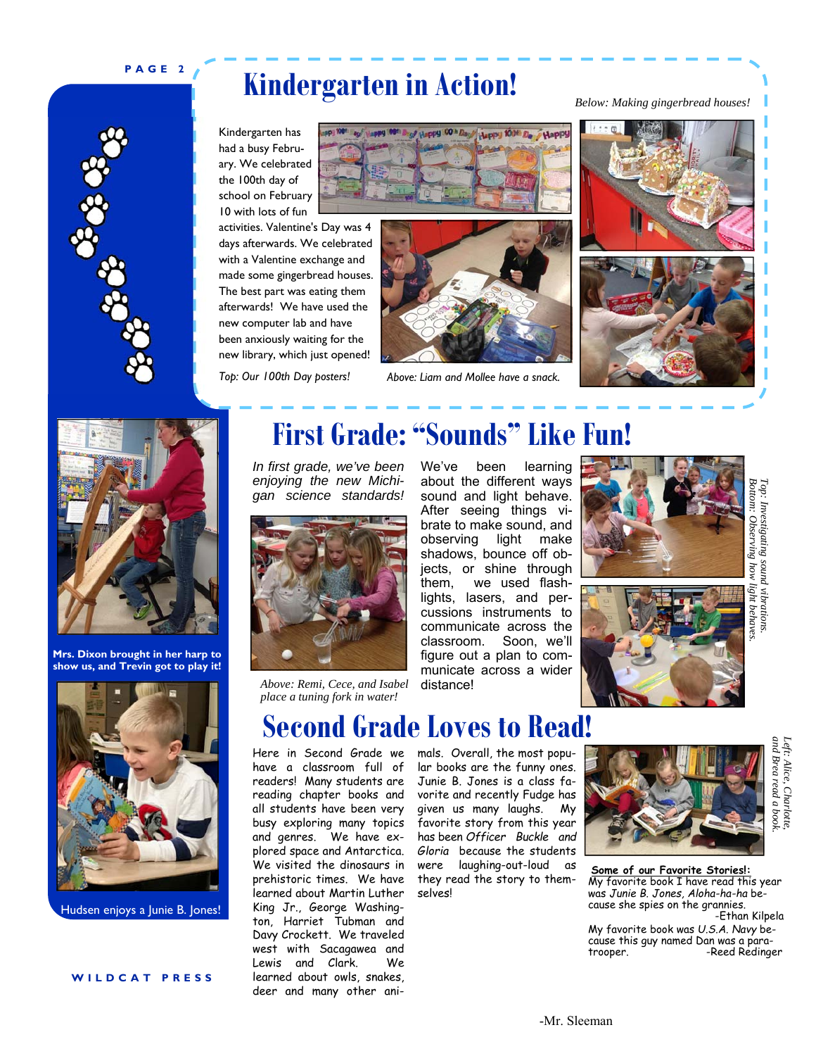# Kindergarten in Action!

*Below: Making gingerbread houses!*

Kindergarten has had a busy February. We celebrated the 100th day of school on February 10 with lots of fun activities. Valentine's Day was 4 days afterwards. We celebrated with a Valentine exchange and made some gingerbread houses. The best part was eating them afterwards! We have used the new computer lab and have been anxiously waiting for the new library, which just opened!

*Top: Our 100th Day posters!*

*Above: Liam and Mollee have a snack.*

**Mrs. Dixon brought in her harp to show us, and Trevin got to play it!**

Hudsen enjoys a Junie B. Jones!

# First Grade: "Sounds" Like Fun!

*In first grade, we've been enjoying the new Michigan science standards!*

*Above: Remi, Cece, and Isabel place a tuning fork in water!*

We've been learning about the different ways sound and light behave. After seeing things vibrate to make sound, and observing light make shadows, bounce off objects, or shine through them, we used flashlights, lasers, and percussions instruments to communicate across the classroom. Soon, we'll figure out a plan to communicate across a wider distance!

*Top: Investigating sound vibrations.*
*Bottom: Observing how light behaves.*

# Second Grade Loves to Read!

Here in Second Grade we have a classroom full of readers! Many students are reading chapter books and all students have been very busy exploring many topics and genres. We have explored space and Antarctica. We visited the dinosaurs in prehistoric times. We have learned about Martin Luther King Jr., George Washington, Harriet Tubman and Davy Crockett. We traveled west with Sacagawea and Lewis and Clark. We learned about owls, snakes, deer and many other animals. Overall, the most popular books are the funny ones. Junie B. Jones is a class favorite and recently Fudge has given us many laughs. My favorite story from this year has been *Officer Buckle and Gloria* because the students were laughing-out-loud as they read the story to themselves!

-Mr. Sleeman

*Left: Alice, Charlotte, and Brea read a book.*

**Some of our Favorite Stories!:**

My favorite book I have read this year was *Junie B. Jones, Aloha-ha-ha* because she spies on the grannies.
-Ethan Kilpela

My favorite book was *U.S.A. Navy* because this guy named Dan was a paratrooper.
-Reed Redinger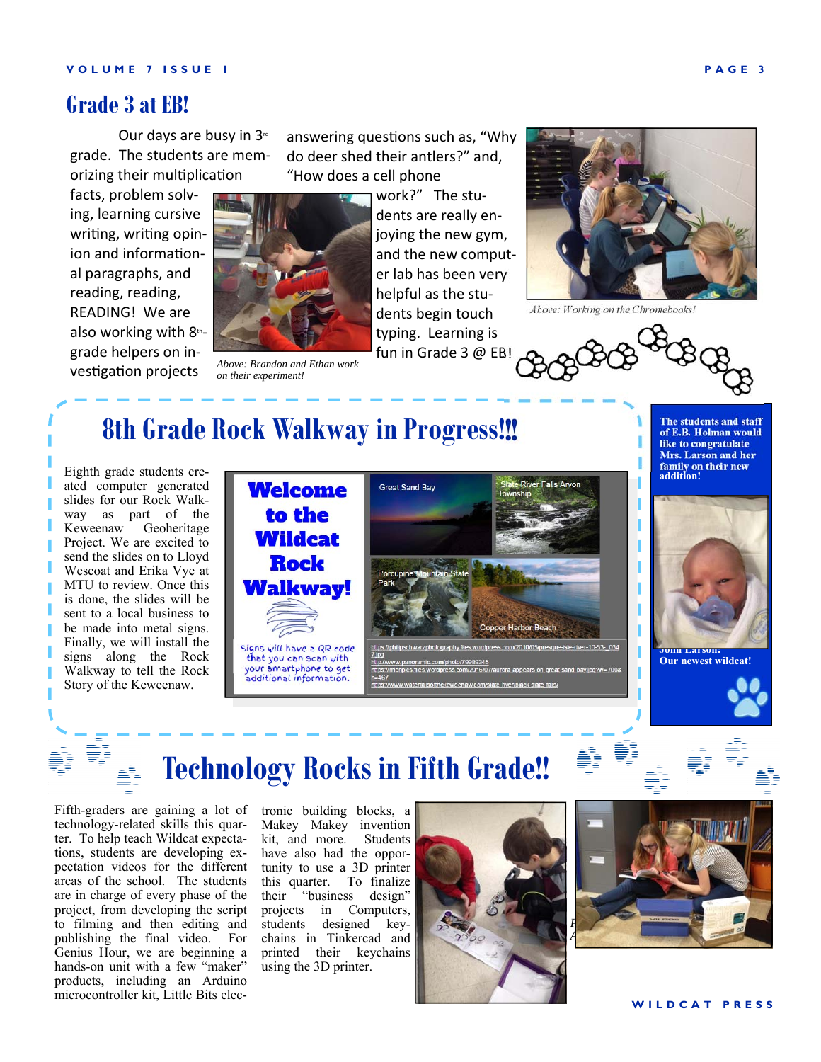## Grade 3 at EB!

Our days are busy in 3rd grade. The students are memorizing their multiplication facts, problem solving, learning cursive writing, writing opinion and informational paragraphs, and reading, reading, READING! We are also working with 8th-grade helpers on investigation projects answering questions such as, "Why do deer shed their antlers?" and, "How does a cell phone work?" The students are really enjoying the new gym, and the new computer lab has been very helpful as the students begin touch typing. Learning is fun in Grade 3 @ EB!

*Above: Brandon and Ethan work on their experiment!*

*Above: Working on the Chromebooks!*

## 8th Grade Rock Walkway in Progress!!!

Eighth grade students created computer generated slides for our Rock Walkway as part of the Keweenaw Geoheritage Project. We are excited to send the slides on to Lloyd Wescoat and Erika Vye at MTU to review. Once this is done, the slides will be sent to a local business to be made into metal signs. Finally, we will install the signs along the Rock Walkway to tell the Rock Story of the Keweenaw.

**Welcome to the Wildcat Rock Walkway!**

Signs will have a QR code that you can scan with your smartphone to get additional information.

Great Sand Bay

State River Falls Arvon Township

Porcupine Mountain State Park

Copper Harbor Beach

https://philipschwarzphotography.files.wordpress.com/2010/05/presque-isle-river-10-53-_034 7.jpg
http://www.panoramio.com/photo/79989345
https://michpics.files.wordpress.com/2016/07/aurora-appears-on-great-sand-bay.jpg?w=700& h=467
https://www.waterfallsofthekeweenaw.com/slate-river/black-slate-falls/

**The students and staff of E.B. Holman would like to congratulate Mrs. Larson and her family on their new addition!**

**John Larson: Our newest wildcat!**

## Technology Rocks in Fifth Grade!!

Fifth-graders are gaining a lot of technology-related skills this quarter. To help teach Wildcat expectations, students are developing expectation videos for the different areas of the school. The students are in charge of every phase of the project, from developing the script to filming and then editing and publishing the final video. For Genius Hour, we are beginning a hands-on unit with a few "maker" products, including an Arduino microcontroller kit, Little Bits electronic building blocks, a Makey Makey invention kit, and more. Students have also had the opportunity to use a 3D printer this quarter. To finalize their "business design" projects in Computers, students designed keychains in Tinkercad and printed their keychains using the 3D printer.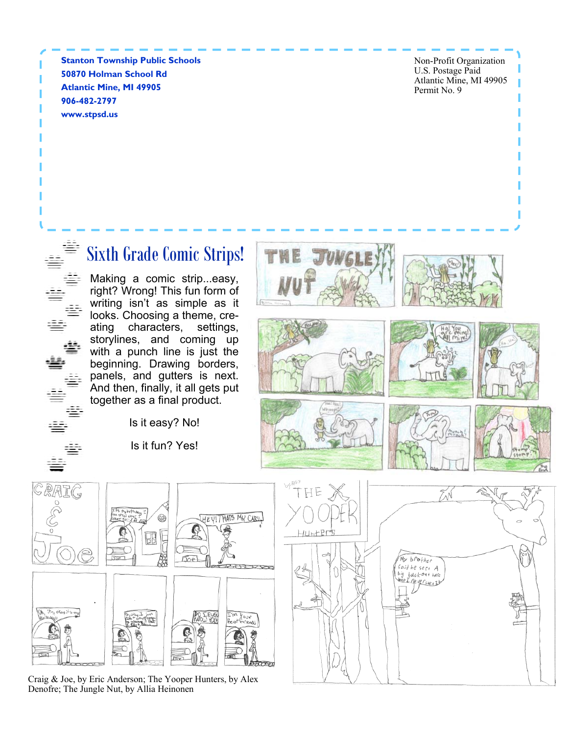**Stanton Township Public Schools**
**50870 Holman School Rd**
**Atlantic Mine, MI 49905**
**906-482-2797**
**www.stpsd.us**

Non-Profit Organization
U.S. Postage Paid
Atlantic Mine, MI 49905
Permit No. 9

## Sixth Grade Comic Strips!

Making a comic strip...easy, right? Wrong! This fun form of writing isn't as simple as it looks. Choosing a theme, creating characters, settings, storylines, and coming up with a punch line is just the beginning. Drawing borders, panels, and gutters is next. And then, finally, it all gets put together as a final product.

Is it easy? No!

Is it fun? Yes!

Craig & Joe, by Eric Anderson; The Yooper Hunters, by Alex Denofre; The Jungle Nut, by Allia Heinonen